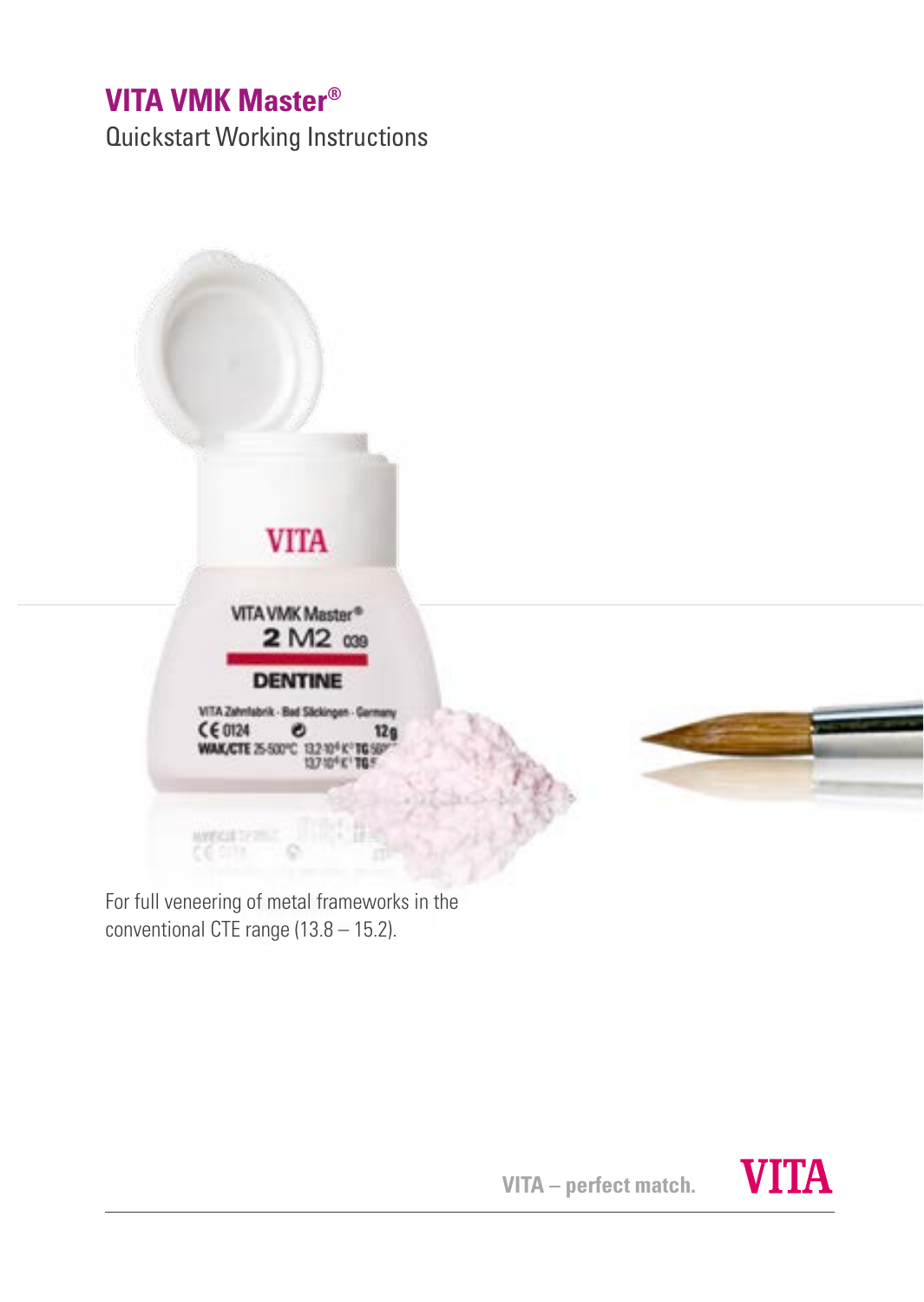# VITA VMK Master®

Quickstart Working Instructions

For full veneering of metal frameworks in the conventional CTE range (13.8 – 15.2).

VITA – perfect match.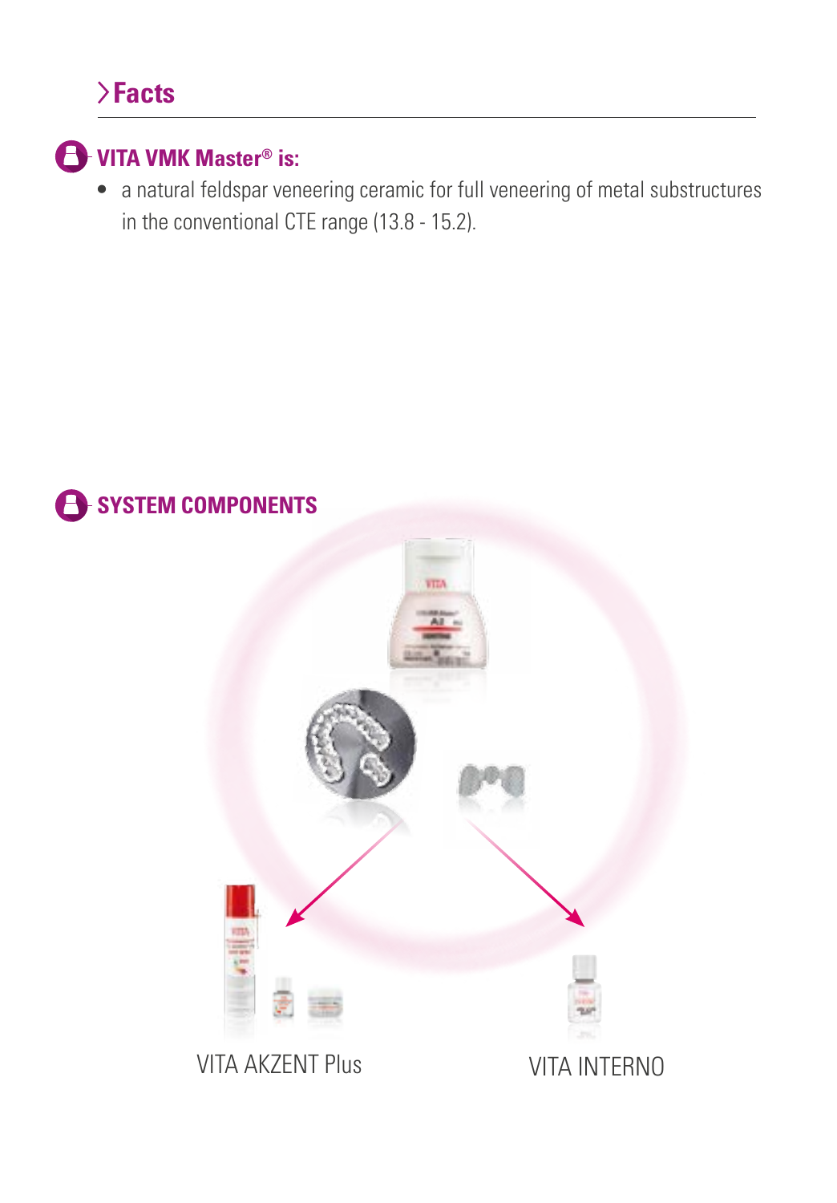## Facts

### VITA VMK Master® is:

- a natural feldspar veneering ceramic for full veneering of metal substructures in the conventional CTE range (13.8 - 15.2).

### SYSTEM COMPONENTS

VITA AKZENT Plus

VITA INTERNO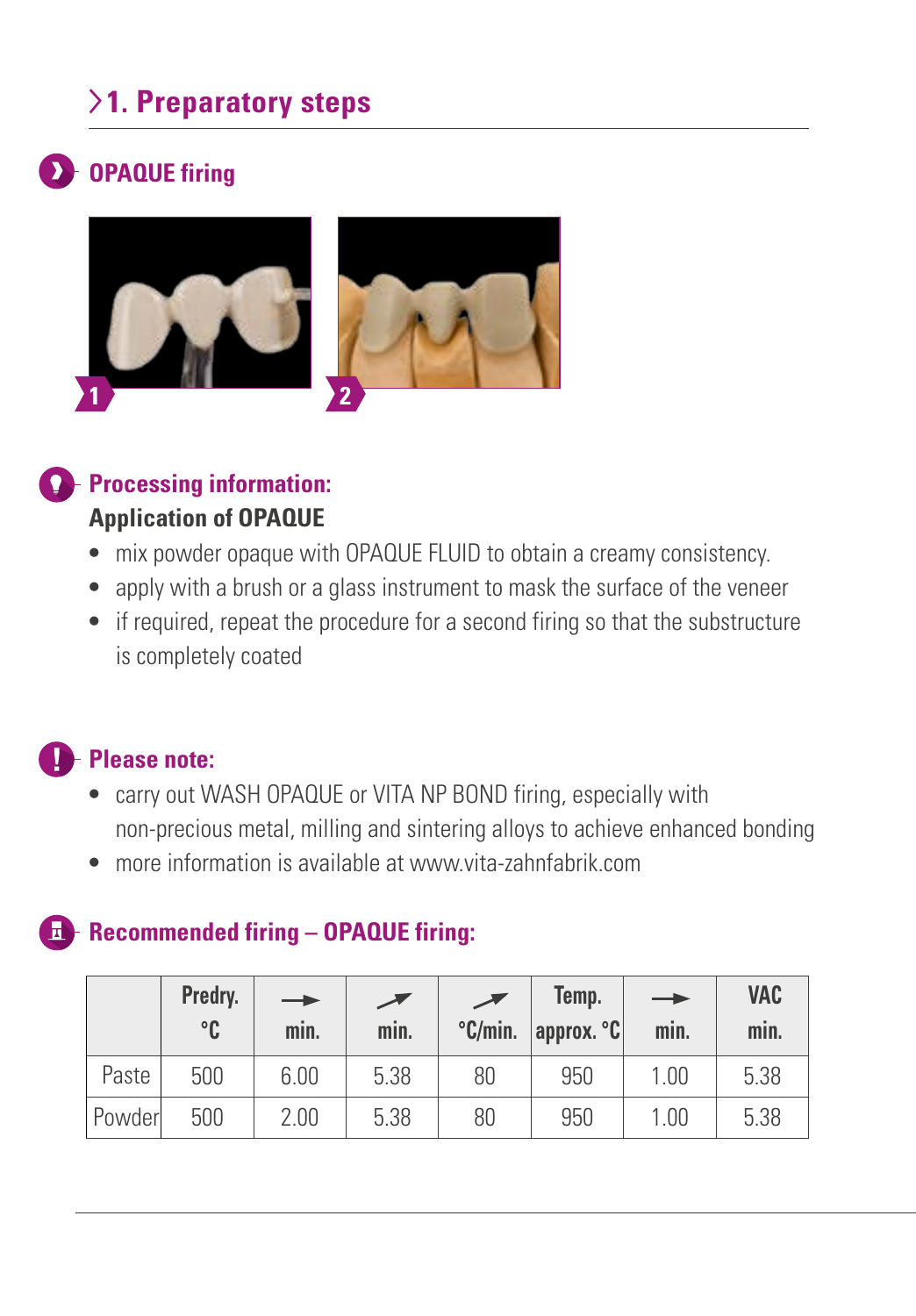# 1. Preparatory steps

## OPAQUE firing

1

2

### Processing information:

**Application of OPAQUE**

- mix powder opaque with OPAQUE FLUID to obtain a creamy consistency.
- apply with a brush or a glass instrument to mask the surface of the veneer
- if required, repeat the procedure for a second firing so that the substructure is completely coated

### Please note:

- carry out WASH OPAQUE or VITA NP BOND firing, especially with non-precious metal, milling and sintering alloys to achieve enhanced bonding
- more information is available at www.vita-zahnfabrik.com

### Recommended firing – OPAQUE firing:

| | Predry. °C | → min. | ↗ min. | ↗ °C/min. | Temp. approx. °C | → min. | VAC min. |
|---|---|---|---|---|---|---|---|
| Paste | 500 | 6.00 | 5.38 | 80 | 950 | 1.00 | 5.38 |
| Powder | 500 | 2.00 | 5.38 | 80 | 950 | 1.00 | 5.38 |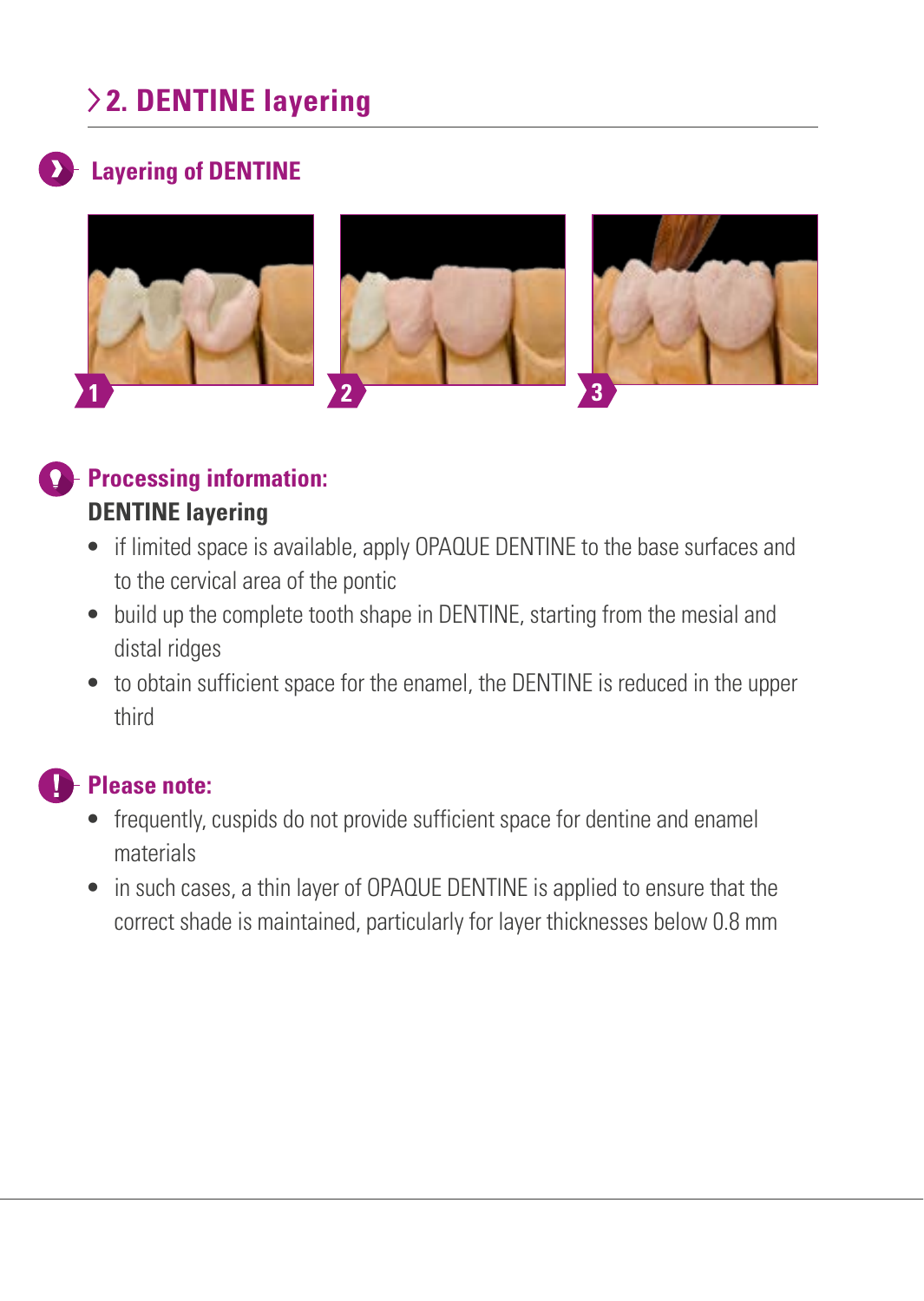## 2. DENTINE layering

### Layering of DENTINE

1 2 3

### Processing information:

**DENTINE layering**

- if limited space is available, apply OPAQUE DENTINE to the base surfaces and to the cervical area of the pontic
- build up the complete tooth shape in DENTINE, starting from the mesial and distal ridges
- to obtain sufficient space for the enamel, the DENTINE is reduced in the upper third

### Please note:

- frequently, cuspids do not provide sufficient space for dentine and enamel materials
- in such cases, a thin layer of OPAQUE DENTINE is applied to ensure that the correct shade is maintained, particularly for layer thicknesses below 0.8 mm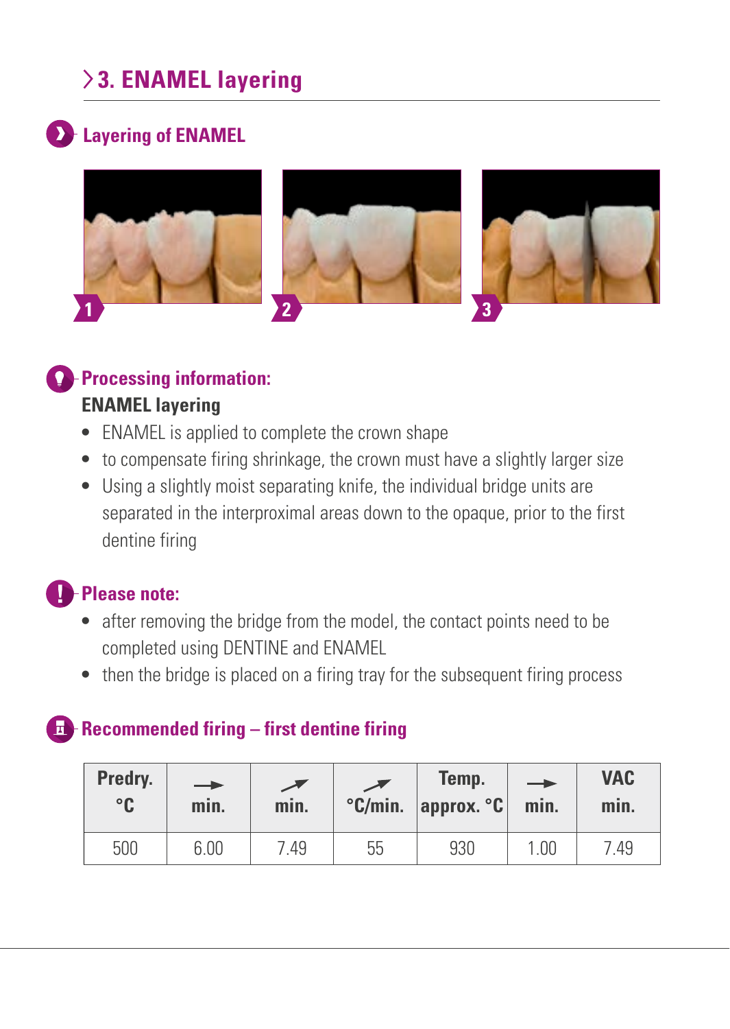# 3. ENAMEL layering

## Layering of ENAMEL

1 2 3

## Processing information:

**ENAMEL layering**

- ENAMEL is applied to complete the crown shape
- to compensate firing shrinkage, the crown must have a slightly larger size
- Using a slightly moist separating knife, the individual bridge units are separated in the interproximal areas down to the opaque, prior to the first dentine firing

## Please note:

- after removing the bridge from the model, the contact points need to be completed using DENTINE and ENAMEL
- then the bridge is placed on a firing tray for the subsequent firing process

## Recommended firing – first dentine firing

| Predry. °C | → min. | ↗ min. | ↗ °C/min. | Temp. approx. °C | → min. | VAC min. |
|---|---|---|---|---|---|---|
| 500 | 6.00 | 7.49 | 55 | 930 | 1.00 | 7.49 |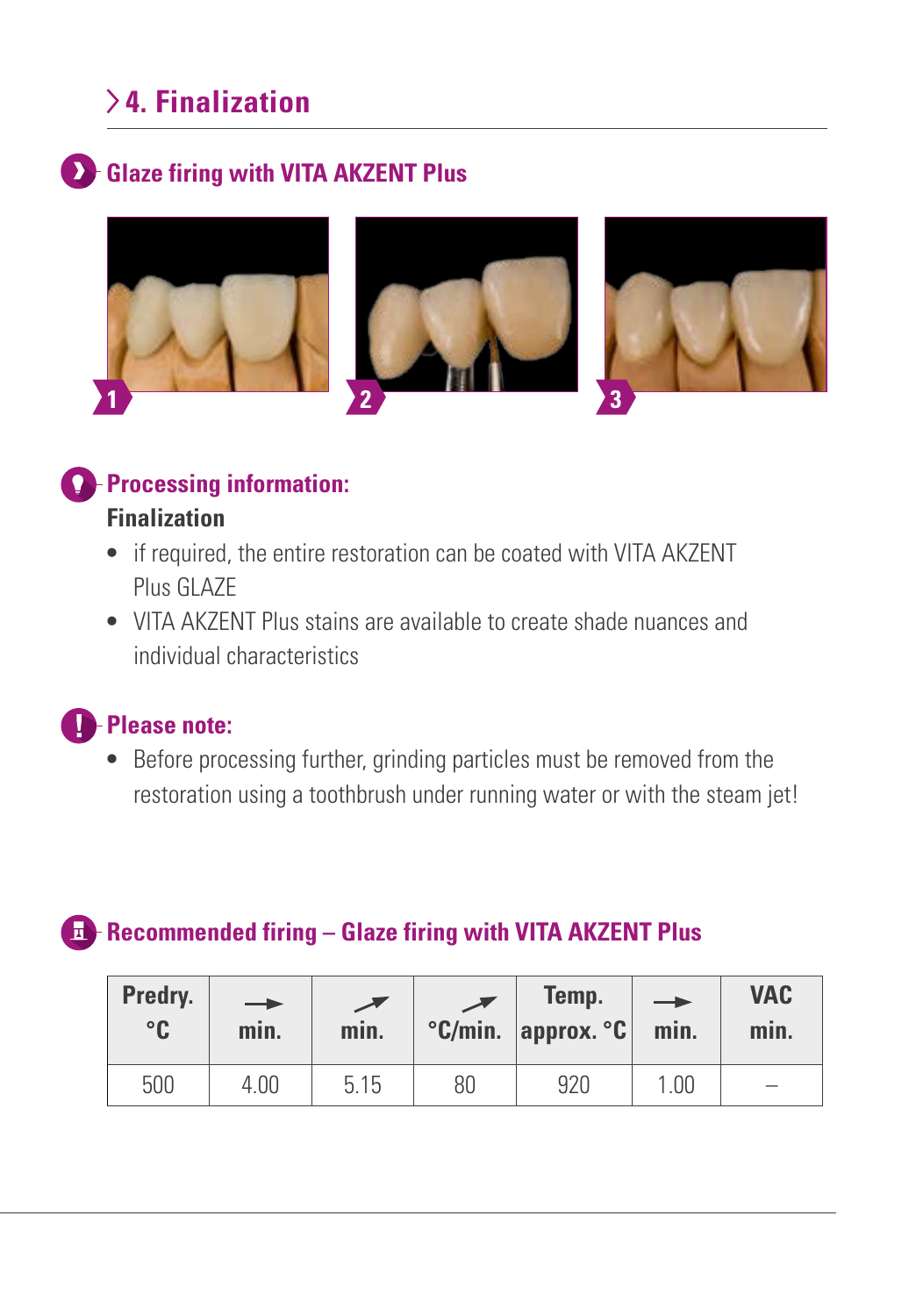## 4. Finalization

### Glaze firing with VITA AKZENT Plus

1 2 3

### Processing information:

**Finalization**

- if required, the entire restoration can be coated with VITA AKZENT Plus GLAZE
- VITA AKZENT Plus stains are available to create shade nuances and individual characteristics

### Please note:

- Before processing further, grinding particles must be removed from the restoration using a toothbrush under running water or with the steam jet!

### Recommended firing – Glaze firing with VITA AKZENT Plus

| Predry. °C | → min. | ↗ min. | ↗ °C/min. | Temp. approx. °C | → min. | VAC min. |
|---|---|---|---|---|---|---|
| 500 | 4.00 | 5.15 | 80 | 920 | 1.00 | – |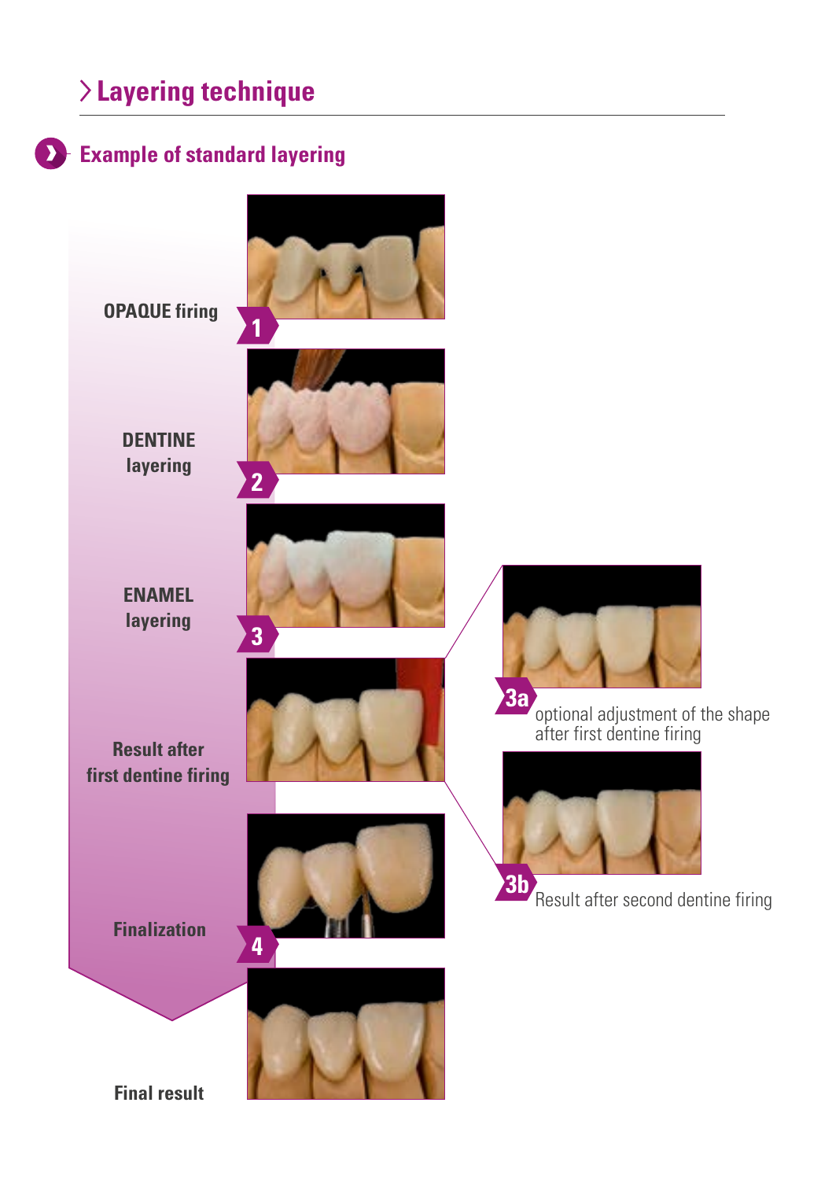# Layering technique

## Example of standard layering

OPAQUE firing

1

DENTINE layering

2

ENAMEL layering

3

Result after first dentine firing

3a optional adjustment of the shape after first dentine firing

3b Result after second dentine firing

Finalization

4

Final result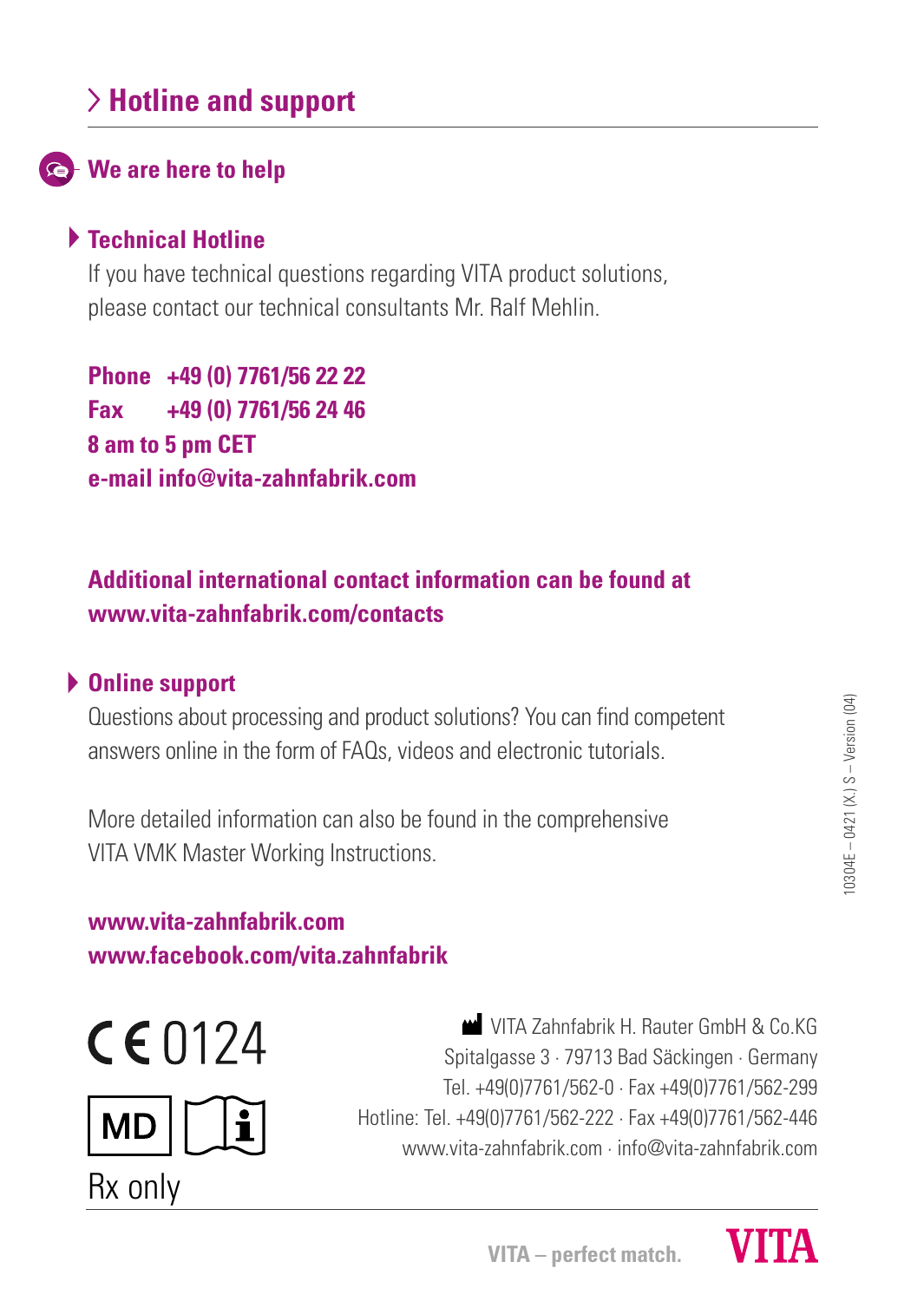## Hotline and support

### We are here to help

**Technical Hotline**

If you have technical questions regarding VITA product solutions, please contact our technical consultants Mr. Ralf Mehlin.

**Phone +49 (0) 7761/56 22 22**
**Fax +49 (0) 7761/56 24 46**
**8 am to 5 pm CET**
**e-mail info@vita-zahnfabrik.com**

**Additional international contact information can be found at www.vita-zahnfabrik.com/contacts**

**Online support**

Questions about processing and product solutions? You can find competent answers online in the form of FAQs, videos and electronic tutorials.

More detailed information can also be found in the comprehensive VITA VMK Master Working Instructions.

**www.vita-zahnfabrik.com**
**www.facebook.com/vita.zahnfabrik**

10304E – 0421 (X.) S – Version (04)

CE 0124

MD

Rx only

VITA Zahnfabrik H. Rauter GmbH & Co.KG
Spitalgasse 3 · 79713 Bad Säckingen · Germany
Tel. +49(0)7761/562-0 · Fax +49(0)7761/562-299
Hotline: Tel. +49(0)7761/562-222 · Fax +49(0)7761/562-446
www.vita-zahnfabrik.com · info@vita-zahnfabrik.com

VITA – perfect match. VITA